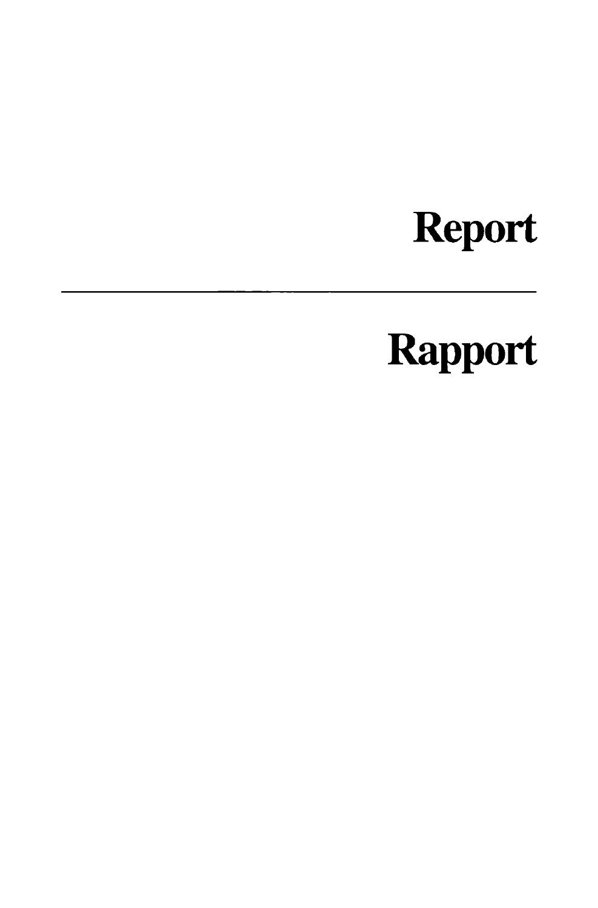# Report

---

# Rapport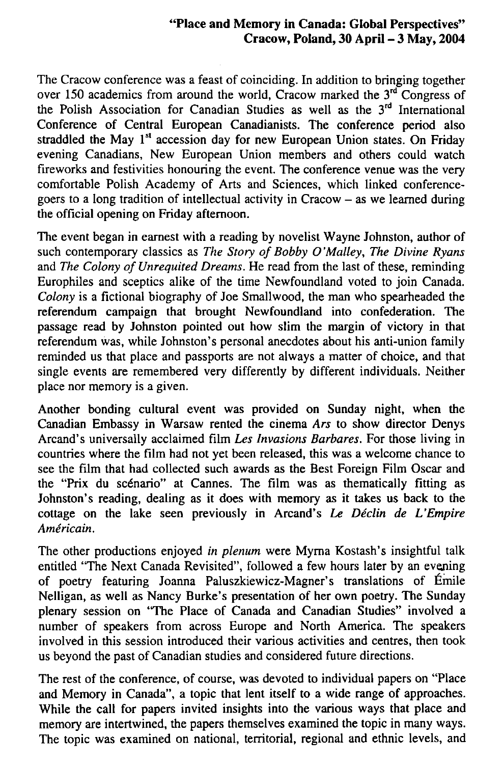**"Place and Memory in Canada: Global Perspectives"**
**Cracow, Poland, 30 April – 3 May, 2004**

The Cracow conference was a feast of coinciding. In addition to bringing together over 150 academics from around the world, Cracow marked the 3rd Congress of the Polish Association for Canadian Studies as well as the 3rd International Conference of Central European Canadianists. The conference period also straddled the May 1st accession day for new European Union states. On Friday evening Canadians, New European Union members and others could watch fireworks and festivities honouring the event. The conference venue was the very comfortable Polish Academy of Arts and Sciences, which linked conference-goers to a long tradition of intellectual activity in Cracow – as we learned during the official opening on Friday afternoon.

The event began in earnest with a reading by novelist Wayne Johnston, author of such contemporary classics as *The Story of Bobby O'Malley*, *The Divine Ryans* and *The Colony of Unrequited Dreams*. He read from the last of these, reminding Europhiles and sceptics alike of the time Newfoundland voted to join Canada. *Colony* is a fictional biography of Joe Smallwood, the man who spearheaded the referendum campaign that brought Newfoundland into confederation. The passage read by Johnston pointed out how slim the margin of victory in that referendum was, while Johnston's personal anecdotes about his anti-union family reminded us that place and passports are not always a matter of choice, and that single events are remembered very differently by different individuals. Neither place nor memory is a given.

Another bonding cultural event was provided on Sunday night, when the Canadian Embassy in Warsaw rented the cinema *Ars* to show director Denys Arcand's universally acclaimed film *Les Invasions Barbares*. For those living in countries where the film had not yet been released, this was a welcome chance to see the film that had collected such awards as the Best Foreign Film Oscar and the "Prix du scénario" at Cannes. The film was as thematically fitting as Johnston's reading, dealing as it does with memory as it takes us back to the cottage on the lake seen previously in Arcand's *Le Déclin de L'Empire Américain*.

The other productions enjoyed *in plenum* were Myrna Kostash's insightful talk entitled "The Next Canada Revisited", followed a few hours later by an evening of poetry featuring Joanna Paluszkiewicz-Magner's translations of Émile Nelligan, as well as Nancy Burke's presentation of her own poetry. The Sunday plenary session on "The Place of Canada and Canadian Studies" involved a number of speakers from across Europe and North America. The speakers involved in this session introduced their various activities and centres, then took us beyond the past of Canadian studies and considered future directions.

The rest of the conference, of course, was devoted to individual papers on "Place and Memory in Canada", a topic that lent itself to a wide range of approaches. While the call for papers invited insights into the various ways that place and memory are intertwined, the papers themselves examined the topic in many ways. The topic was examined on national, territorial, regional and ethnic levels, and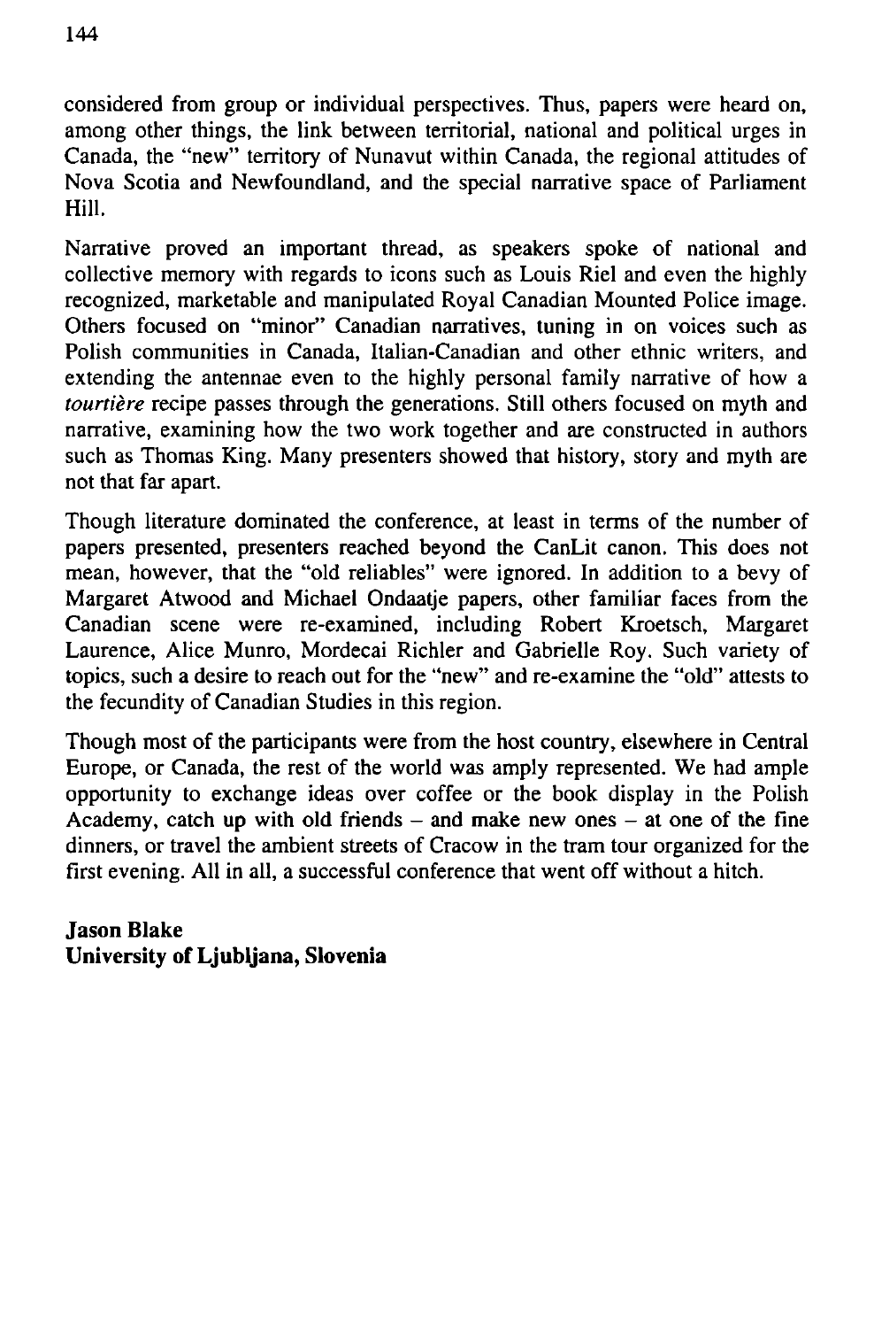considered from group or individual perspectives. Thus, papers were heard on, among other things, the link between territorial, national and political urges in Canada, the "new" territory of Nunavut within Canada, the regional attitudes of Nova Scotia and Newfoundland, and the special narrative space of Parliament Hill.

Narrative proved an important thread, as speakers spoke of national and collective memory with regards to icons such as Louis Riel and even the highly recognized, marketable and manipulated Royal Canadian Mounted Police image. Others focused on "minor" Canadian narratives, tuning in on voices such as Polish communities in Canada, Italian-Canadian and other ethnic writers, and extending the antennae even to the highly personal family narrative of how a *tourtière* recipe passes through the generations. Still others focused on myth and narrative, examining how the two work together and are constructed in authors such as Thomas King. Many presenters showed that history, story and myth are not that far apart.

Though literature dominated the conference, at least in terms of the number of papers presented, presenters reached beyond the CanLit canon. This does not mean, however, that the "old reliables" were ignored. In addition to a bevy of Margaret Atwood and Michael Ondaatje papers, other familiar faces from the Canadian scene were re-examined, including Robert Kroetsch, Margaret Laurence, Alice Munro, Mordecai Richler and Gabrielle Roy. Such variety of topics, such a desire to reach out for the "new" and re-examine the "old" attests to the fecundity of Canadian Studies in this region.

Though most of the participants were from the host country, elsewhere in Central Europe, or Canada, the rest of the world was amply represented. We had ample opportunity to exchange ideas over coffee or the book display in the Polish Academy, catch up with old friends – and make new ones – at one of the fine dinners, or travel the ambient streets of Cracow in the tram tour organized for the first evening. All in all, a successful conference that went off without a hitch.

**Jason Blake**
**University of Ljubljana, Slovenia**